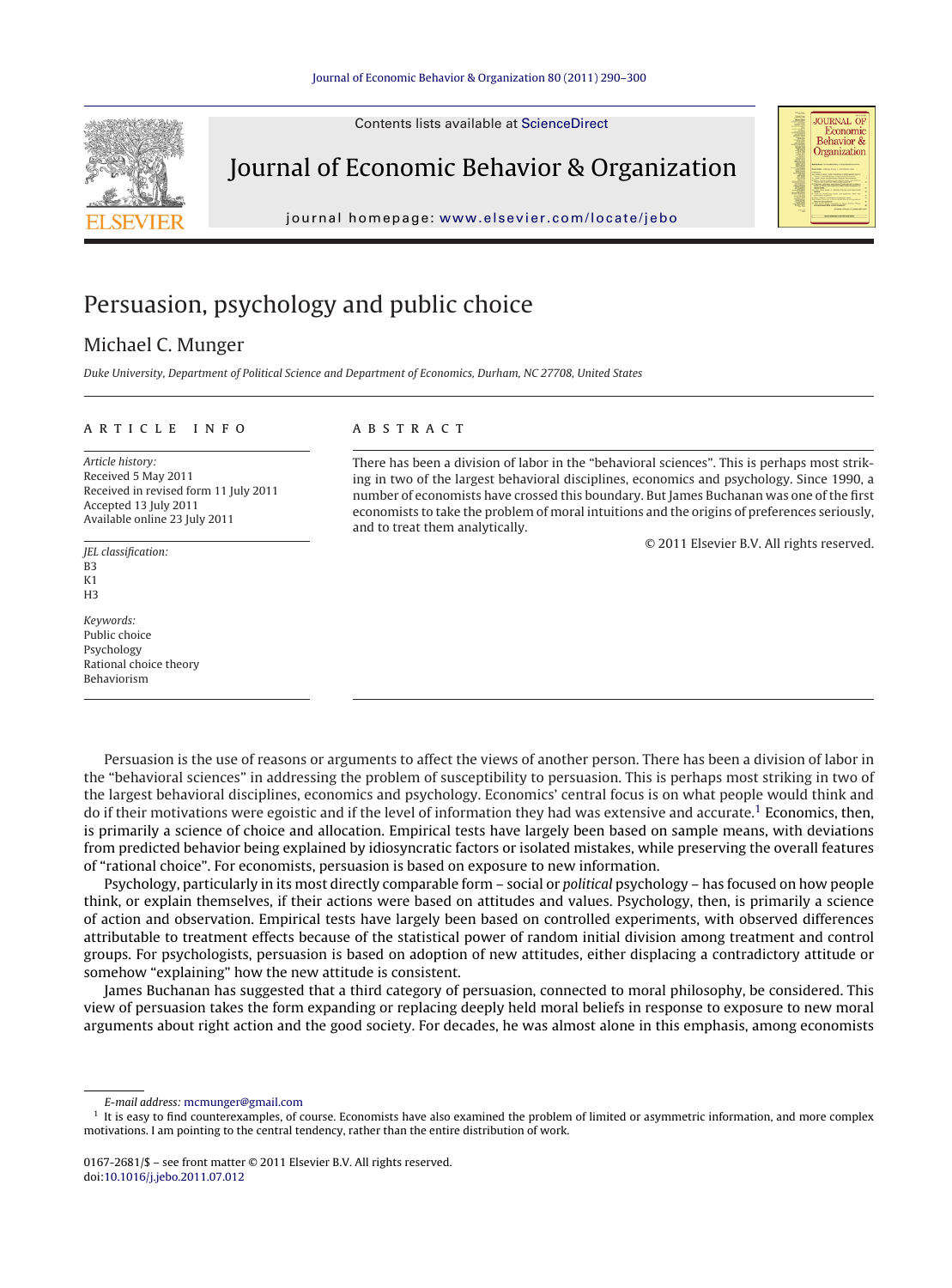# Persuasion, psychology and public choice

## Michael C. Munger

*Duke University, Department of Political Science and Department of Economics, Durham, NC 27708, United States*

### ARTICLE INFO

*Article history:*
Received 5 May 2011
Received in revised form 11 July 2011
Accepted 13 July 2011
Available online 23 July 2011

*JEL classification:*
B3
K1
H3

*Keywords:*
Public choice
Psychology
Rational choice theory
Behaviorism

### ABSTRACT

There has been a division of labor in the "behavioral sciences". This is perhaps most striking in two of the largest behavioral disciplines, economics and psychology. Since 1990, a number of economists have crossed this boundary. But James Buchanan was one of the first economists to take the problem of moral intuitions and the origins of preferences seriously, and to treat them analytically.

© 2011 Elsevier B.V. All rights reserved.

Persuasion is the use of reasons or arguments to affect the views of another person. There has been a division of labor in the "behavioral sciences" in addressing the problem of susceptibility to persuasion. This is perhaps most striking in two of the largest behavioral disciplines, economics and psychology. Economics' central focus is on what people would think and do if their motivations were egoistic and if the level of information they had was extensive and accurate.[1] Economics, then, is primarily a science of choice and allocation. Empirical tests have largely been based on sample means, with deviations from predicted behavior being explained by idiosyncratic factors or isolated mistakes, while preserving the overall features of "rational choice". For economists, persuasion is based on exposure to new information.

Psychology, particularly in its most directly comparable form – social or *political* psychology – has focused on how people think, or explain themselves, if their actions were based on attitudes and values. Psychology, then, is primarily a science of action and observation. Empirical tests have largely been based on controlled experiments, with observed differences attributable to treatment effects because of the statistical power of random initial division among treatment and control groups. For psychologists, persuasion is based on adoption of new attitudes, either displacing a contradictory attitude or somehow "explaining" how the new attitude is consistent.

James Buchanan has suggested that a third category of persuasion, connected to moral philosophy, be considered. This view of persuasion takes the form expanding or replacing deeply held moral beliefs in response to exposure to new moral arguments about right action and the good society. For decades, he was almost alone in this emphasis, among economists

---

*E-mail address:* mcmunger@gmail.com

[1] It is easy to find counterexamples, of course. Economists have also examined the problem of limited or asymmetric information, and more complex motivations. I am pointing to the central tendency, rather than the entire distribution of work.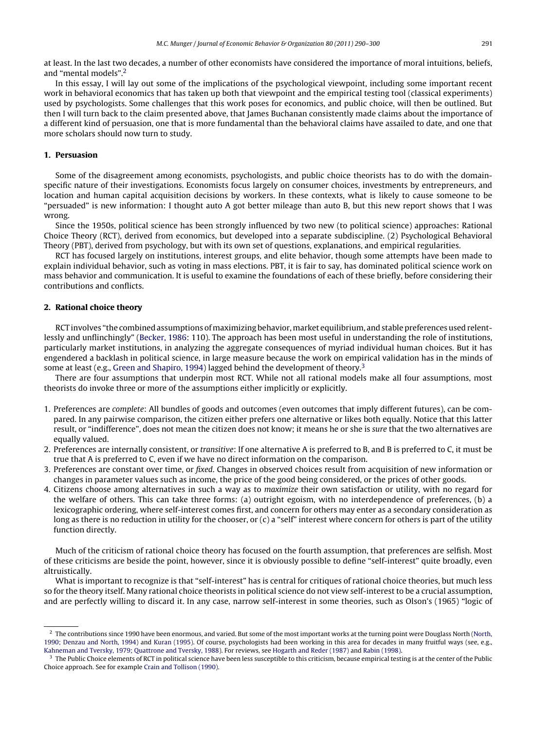at least. In the last two decades, a number of other economists have considered the importance of moral intuitions, beliefs, and "mental models".[2]

In this essay, I will lay out some of the implications of the psychological viewpoint, including some important recent work in behavioral economics that has taken up both that viewpoint and the empirical testing tool (classical experiments) used by psychologists. Some challenges that this work poses for economics, and public choice, will then be outlined. But then I will turn back to the claim presented above, that James Buchanan consistently made claims about the importance of a different kind of persuasion, one that is more fundamental than the behavioral claims have assailed to date, and one that more scholars should now turn to study.

## 1. Persuasion

Some of the disagreement among economists, psychologists, and public choice theorists has to do with the domain-specific nature of their investigations. Economists focus largely on consumer choices, investments by entrepreneurs, and location and human capital acquisition decisions by workers. In these contexts, what is likely to cause someone to be "persuaded" is new information: I thought auto A got better mileage than auto B, but this new report shows that I was wrong.

Since the 1950s, political science has been strongly influenced by two new (to political science) approaches: Rational Choice Theory (RCT), derived from economics, but developed into a separate subdiscipline. (2) Psychological Behavioral Theory (PBT), derived from psychology, but with its own set of questions, explanations, and empirical regularities.

RCT has focused largely on institutions, interest groups, and elite behavior, though some attempts have been made to explain individual behavior, such as voting in mass elections. PBT, it is fair to say, has dominated political science work on mass behavior and communication. It is useful to examine the foundations of each of these briefly, before considering their contributions and conflicts.

## 2. Rational choice theory

RCT involves "the combined assumptions of maximizing behavior, market equilibrium, and stable preferences used relentlessly and unflinchingly" (Becker, 1986: 110). The approach has been most useful in understanding the role of institutions, particularly market institutions, in analyzing the aggregate consequences of myriad individual human choices. But it has engendered a backlash in political science, in large measure because the work on empirical validation has in the minds of some at least (e.g., Green and Shapiro, 1994) lagged behind the development of theory.[3]

There are four assumptions that underpin most RCT. While not all rational models make all four assumptions, most theorists do invoke three or more of the assumptions either implicitly or explicitly.

1. Preferences are *complete*: All bundles of goods and outcomes (even outcomes that imply different futures), can be compared. In any pairwise comparison, the citizen either prefers one alternative or likes both equally. Notice that this latter result, or "indifference", does not mean the citizen does not know; it means he or she is *sure* that the two alternatives are equally valued.
2. Preferences are internally consistent, or *transitive*: If one alternative A is preferred to B, and B is preferred to C, it must be true that A is preferred to C, even if we have no direct information on the comparison.
3. Preferences are constant over time, or *fixed*. Changes in observed choices result from acquisition of new information or changes in parameter values such as income, the price of the good being considered, or the prices of other goods.
4. Citizens choose among alternatives in such a way as to *maximize* their own satisfaction or utility, with no regard for the welfare of others. This can take three forms: (a) outright egoism, with no interdependence of preferences, (b) a lexicographic ordering, where self-interest comes first, and concern for others may enter as a secondary consideration as long as there is no reduction in utility for the chooser, or (c) a "self" interest where concern for others is part of the utility function directly.

Much of the criticism of rational choice theory has focused on the fourth assumption, that preferences are selfish. Most of these criticisms are beside the point, however, since it is obviously possible to define "self-interest" quite broadly, even altruistically.

What is important to recognize is that "self-interest" has is central for critiques of rational choice theories, but much less so for the theory itself. Many rational choice theorists in political science do not view self-interest to be a crucial assumption, and are perfectly willing to discard it. In any case, narrow self-interest in some theories, such as Olson's (1965) "logic of

[2] The contributions since 1990 have been enormous, and varied. But some of the most important works at the turning point were Douglass North (North, 1990; Denzau and North, 1994) and Kuran (1995). Of course, psychologists had been working in this area for decades in many fruitful ways (see, e.g., Kahneman and Tversky, 1979; Quattrone and Tversky, 1988). For reviews, see Hogarth and Reder (1987) and Rabin (1998).

[3] The Public Choice elements of RCT in political science have been less susceptible to this criticism, because empirical testing is at the center of the Public Choice approach. See for example Crain and Tollison (1990).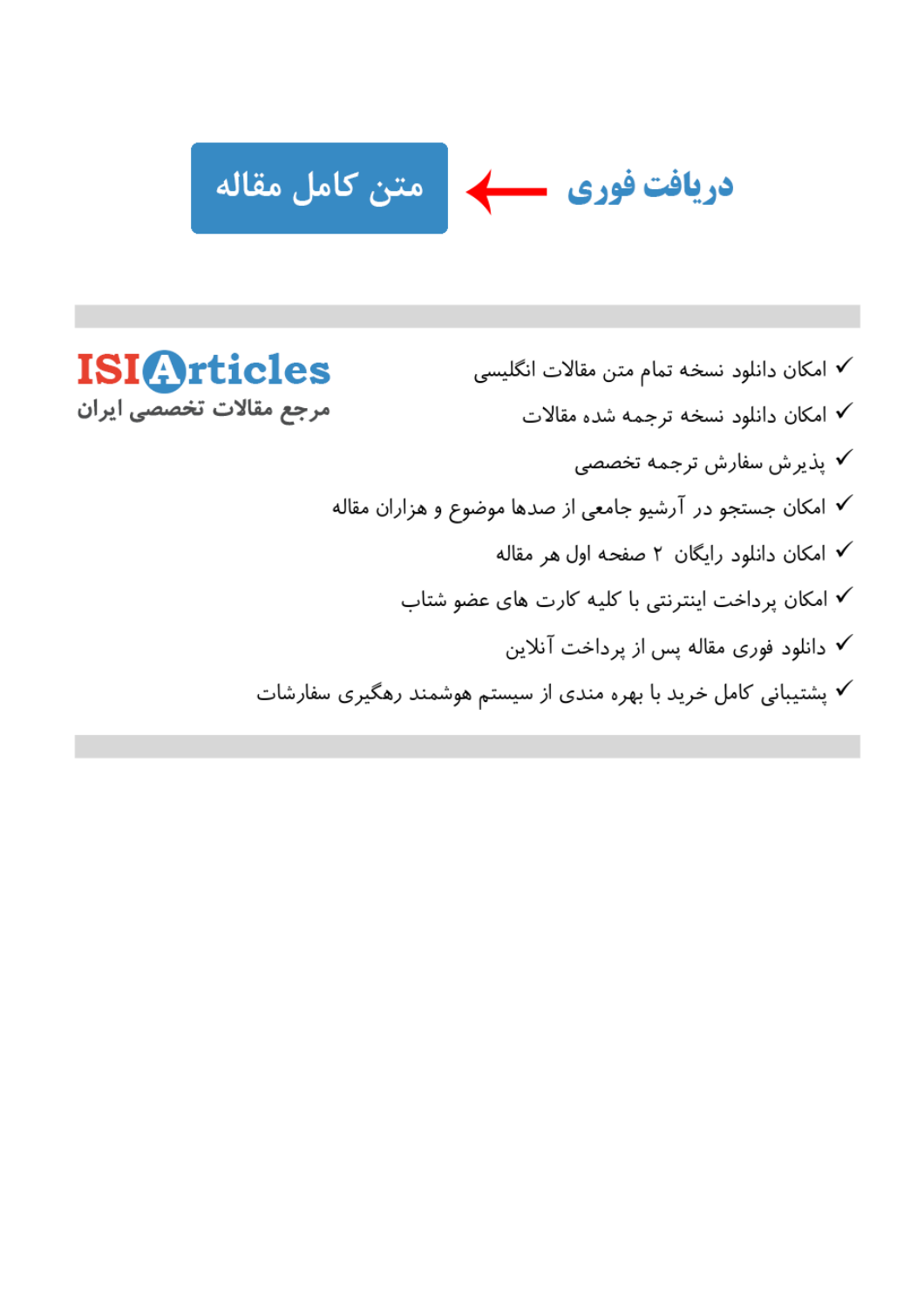**دریافت فوری** ← **متن کامل مقاله**

---

**ISIArticles**
مرجع مقالات تخصصی ایران

- ✓ امکان دانلود نسخه تمام متن مقالات انگلیسی
- ✓ امکان دانلود نسخه ترجمه شده مقالات
- ✓ پذیرش سفارش ترجمه تخصصی
- ✓ امکان جستجو در آرشیو جامعی از صدها موضوع و هزاران مقاله
- ✓ امکان دانلود رایگان ۲ صفحه اول هر مقاله
- ✓ امکان پرداخت اینترنتی با کلیه کارت های عضو شتاب
- ✓ دانلود فوری مقاله پس از پرداخت آنلاین
- ✓ پشتیبانی کامل خرید با بهره مندی از سیستم هوشمند رهگیری سفارشات

---